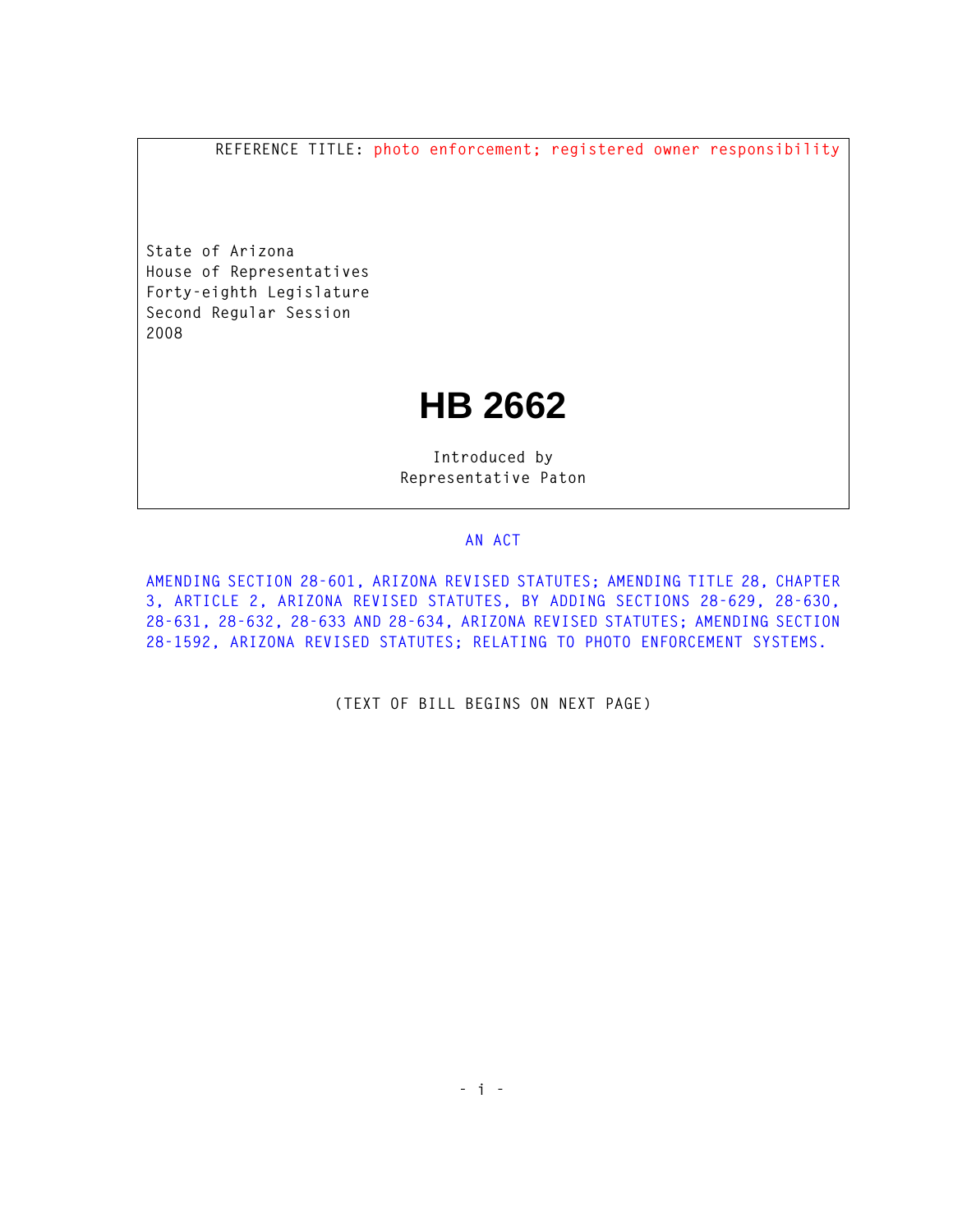REFERENCE TITLE: photo enforcement; registered owner responsibility

State of Arizona
House of Representatives
Forty-eighth Legislature
Second Regular Session
2008

# HB 2662

Introduced by
Representative Paton

AN ACT

AMENDING SECTION 28-601, ARIZONA REVISED STATUTES; AMENDING TITLE 28, CHAPTER 3, ARTICLE 2, ARIZONA REVISED STATUTES, BY ADDING SECTIONS 28-629, 28-630, 28-631, 28-632, 28-633 AND 28-634, ARIZONA REVISED STATUTES; AMENDING SECTION 28-1592, ARIZONA REVISED STATUTES; RELATING TO PHOTO ENFORCEMENT SYSTEMS.

(TEXT OF BILL BEGINS ON NEXT PAGE)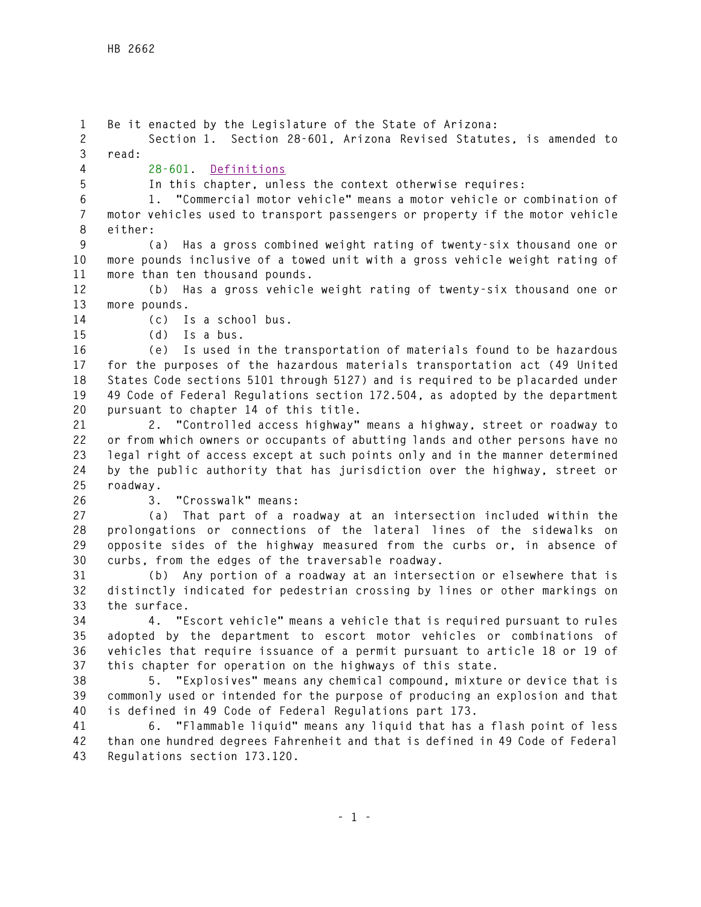Be it enacted by the Legislature of the State of Arizona:

Section 1. Section 28-601, Arizona Revised Statutes, is amended to read:

28-601. Definitions

In this chapter, unless the context otherwise requires:

1. "Commercial motor vehicle" means a motor vehicle or combination of motor vehicles used to transport passengers or property if the motor vehicle either:

(a) Has a gross combined weight rating of twenty-six thousand one or more pounds inclusive of a towed unit with a gross vehicle weight rating of more than ten thousand pounds.

(b) Has a gross vehicle weight rating of twenty-six thousand one or more pounds.

(c) Is a school bus.

(d) Is a bus.

(e) Is used in the transportation of materials found to be hazardous for the purposes of the hazardous materials transportation act (49 United States Code sections 5101 through 5127) and is required to be placarded under 49 Code of Federal Regulations section 172.504, as adopted by the department pursuant to chapter 14 of this title.

2. "Controlled access highway" means a highway, street or roadway to or from which owners or occupants of abutting lands and other persons have no legal right of access except at such points only and in the manner determined by the public authority that has jurisdiction over the highway, street or roadway.

3. "Crosswalk" means:

(a) That part of a roadway at an intersection included within the prolongations or connections of the lateral lines of the sidewalks on opposite sides of the highway measured from the curbs or, in absence of curbs, from the edges of the traversable roadway.

(b) Any portion of a roadway at an intersection or elsewhere that is distinctly indicated for pedestrian crossing by lines or other markings on the surface.

4. "Escort vehicle" means a vehicle that is required pursuant to rules adopted by the department to escort motor vehicles or combinations of vehicles that require issuance of a permit pursuant to article 18 or 19 of this chapter for operation on the highways of this state.

5. "Explosives" means any chemical compound, mixture or device that is commonly used or intended for the purpose of producing an explosion and that is defined in 49 Code of Federal Regulations part 173.

6. "Flammable liquid" means any liquid that has a flash point of less than one hundred degrees Fahrenheit and that is defined in 49 Code of Federal Regulations section 173.120.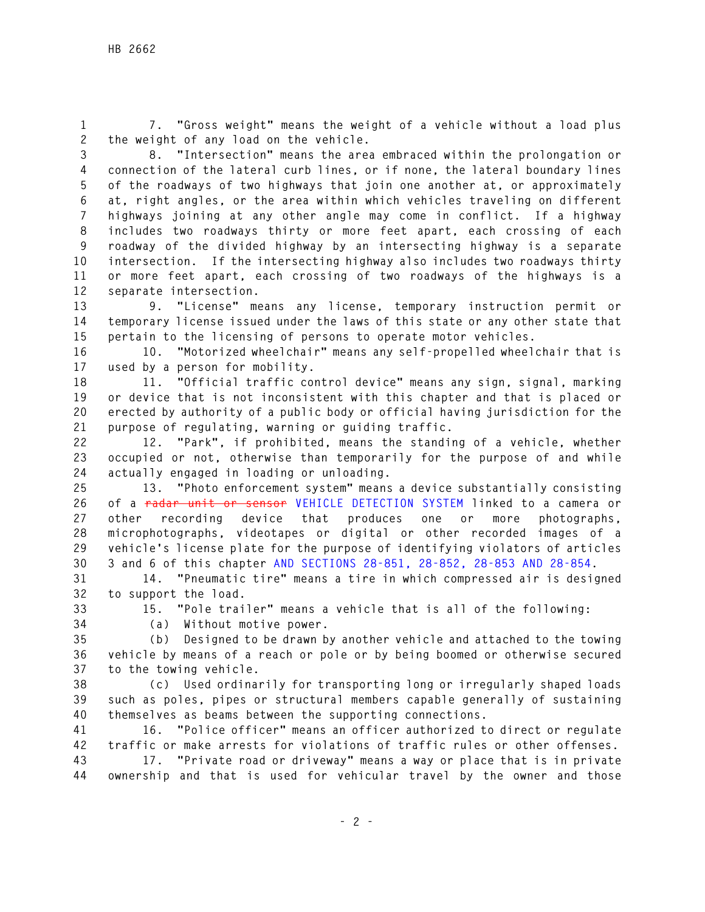7. "Gross weight" means the weight of a vehicle without a load plus the weight of any load on the vehicle.

8. "Intersection" means the area embraced within the prolongation or connection of the lateral curb lines, or if none, the lateral boundary lines of the roadways of two highways that join one another at, or approximately at, right angles, or the area within which vehicles traveling on different highways joining at any other angle may come in conflict. If a highway includes two roadways thirty or more feet apart, each crossing of each roadway of the divided highway by an intersecting highway is a separate intersection. If the intersecting highway also includes two roadways thirty or more feet apart, each crossing of two roadways of the highways is a separate intersection.

9. "License" means any license, temporary instruction permit or temporary license issued under the laws of this state or any other state that pertain to the licensing of persons to operate motor vehicles.

10. "Motorized wheelchair" means any self-propelled wheelchair that is used by a person for mobility.

11. "Official traffic control device" means any sign, signal, marking or device that is not inconsistent with this chapter and that is placed or erected by authority of a public body or official having jurisdiction for the purpose of regulating, warning or guiding traffic.

12. "Park", if prohibited, means the standing of a vehicle, whether occupied or not, otherwise than temporarily for the purpose of and while actually engaged in loading or unloading.

13. "Photo enforcement system" means a device substantially consisting of a ~~radar unit or sensor~~ VEHICLE DETECTION SYSTEM linked to a camera or other recording device that produces one or more photographs, microphotographs, videotapes or digital or other recorded images of a vehicle's license plate for the purpose of identifying violators of articles 3 and 6 of this chapter AND SECTIONS 28-851, 28-852, 28-853 AND 28-854.

14. "Pneumatic tire" means a tire in which compressed air is designed to support the load.

15. "Pole trailer" means a vehicle that is all of the following:

(a) Without motive power.

(b) Designed to be drawn by another vehicle and attached to the towing vehicle by means of a reach or pole or by being boomed or otherwise secured to the towing vehicle.

(c) Used ordinarily for transporting long or irregularly shaped loads such as poles, pipes or structural members capable generally of sustaining themselves as beams between the supporting connections.

16. "Police officer" means an officer authorized to direct or regulate traffic or make arrests for violations of traffic rules or other offenses.

17. "Private road or driveway" means a way or place that is in private ownership and that is used for vehicular travel by the owner and those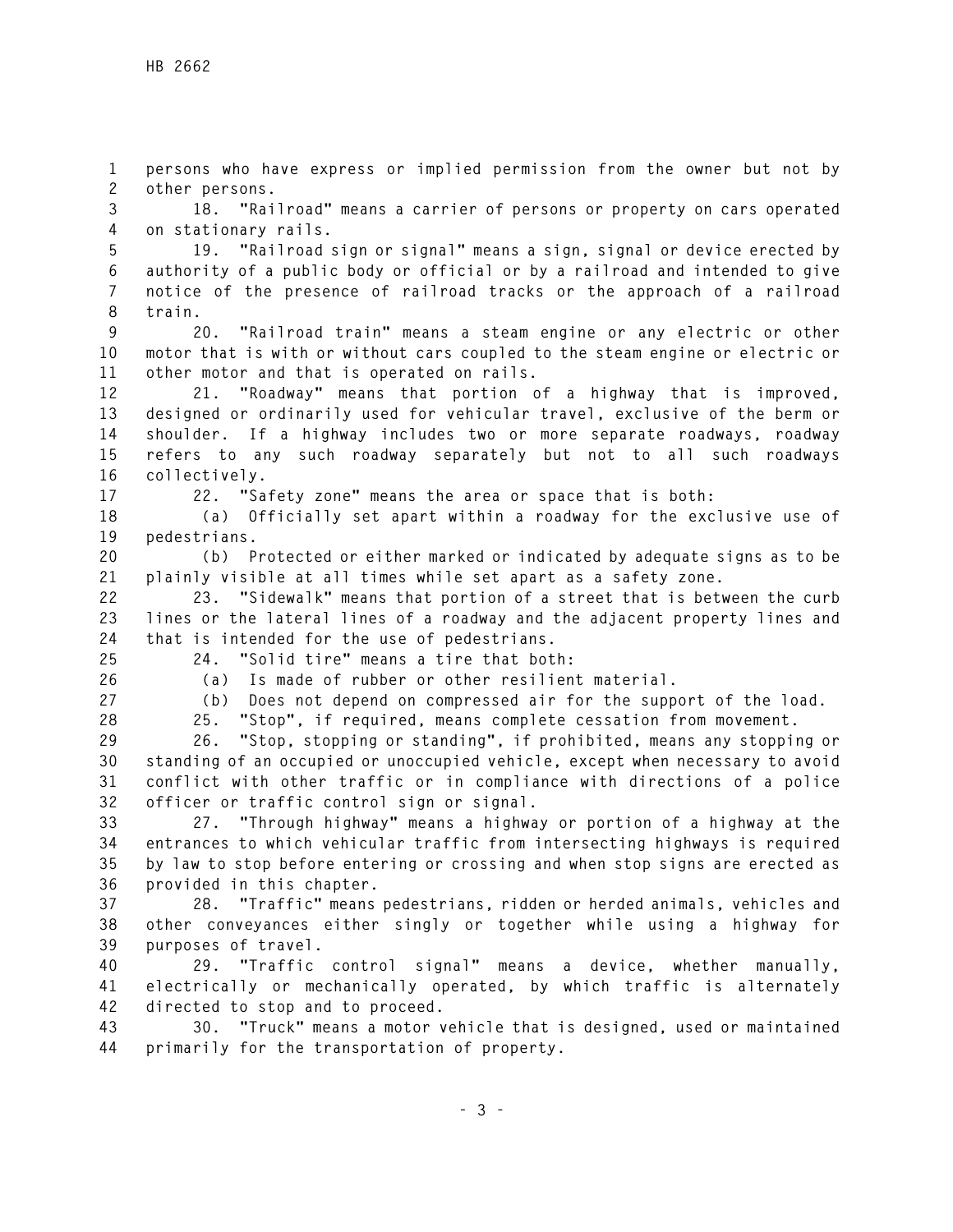persons who have express or implied permission from the owner but not by other persons.

18. "Railroad" means a carrier of persons or property on cars operated on stationary rails.

19. "Railroad sign or signal" means a sign, signal or device erected by authority of a public body or official or by a railroad and intended to give notice of the presence of railroad tracks or the approach of a railroad train.

20. "Railroad train" means a steam engine or any electric or other motor that is with or without cars coupled to the steam engine or electric or other motor and that is operated on rails.

21. "Roadway" means that portion of a highway that is improved, designed or ordinarily used for vehicular travel, exclusive of the berm or shoulder. If a highway includes two or more separate roadways, roadway refers to any such roadway separately but not to all such roadways collectively.

22. "Safety zone" means the area or space that is both:

(a) Officially set apart within a roadway for the exclusive use of pedestrians.

(b) Protected or either marked or indicated by adequate signs as to be plainly visible at all times while set apart as a safety zone.

23. "Sidewalk" means that portion of a street that is between the curb lines or the lateral lines of a roadway and the adjacent property lines and that is intended for the use of pedestrians.

24. "Solid tire" means a tire that both:

(a) Is made of rubber or other resilient material.

(b) Does not depend on compressed air for the support of the load.

25. "Stop", if required, means complete cessation from movement.

26. "Stop, stopping or standing", if prohibited, means any stopping or standing of an occupied or unoccupied vehicle, except when necessary to avoid conflict with other traffic or in compliance with directions of a police officer or traffic control sign or signal.

27. "Through highway" means a highway or portion of a highway at the entrances to which vehicular traffic from intersecting highways is required by law to stop before entering or crossing and when stop signs are erected as provided in this chapter.

28. "Traffic" means pedestrians, ridden or herded animals, vehicles and other conveyances either singly or together while using a highway for purposes of travel.

29. "Traffic control signal" means a device, whether manually, electrically or mechanically operated, by which traffic is alternately directed to stop and to proceed.

30. "Truck" means a motor vehicle that is designed, used or maintained primarily for the transportation of property.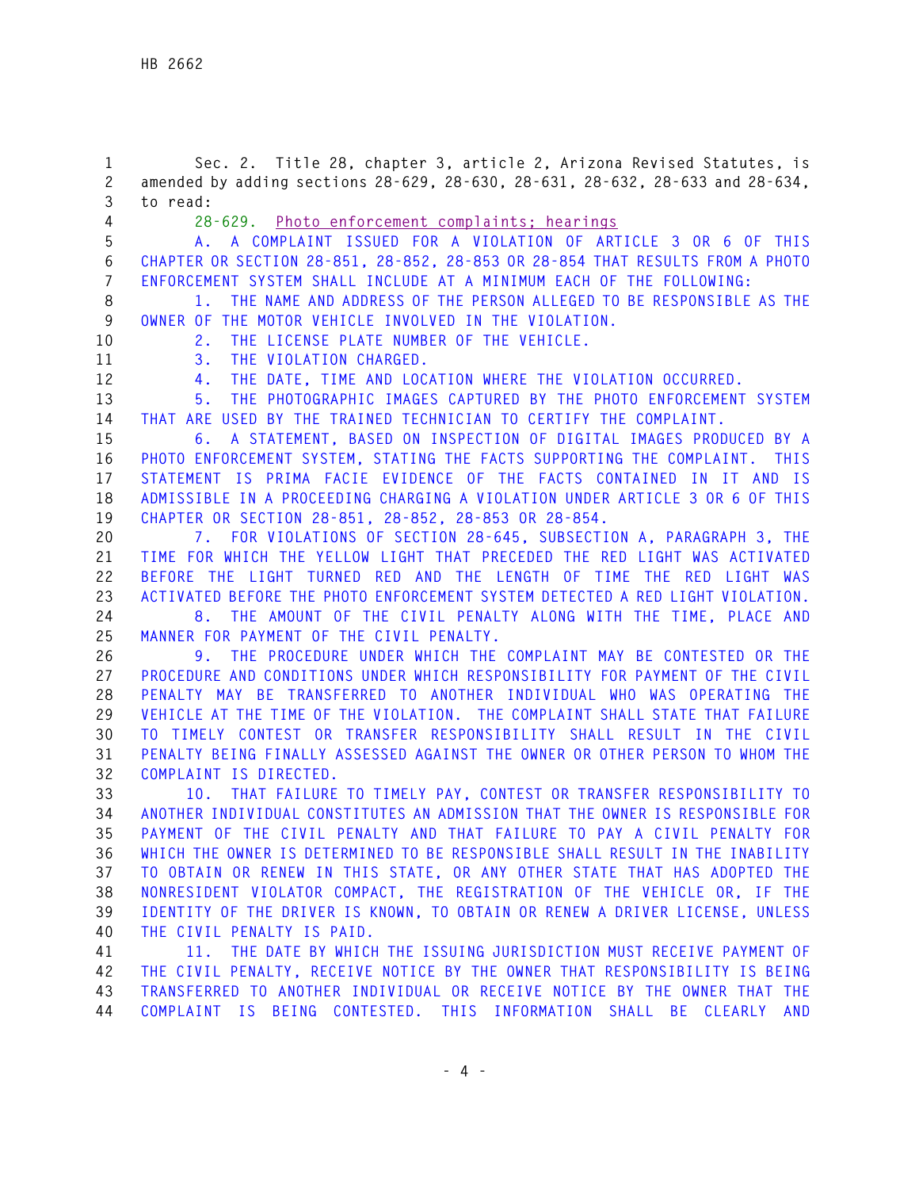Sec. 2. Title 28, chapter 3, article 2, Arizona Revised Statutes, is amended by adding sections 28-629, 28-630, 28-631, 28-632, 28-633 and 28-634, to read:

28-629. Photo enforcement complaints; hearings

A. A COMPLAINT ISSUED FOR A VIOLATION OF ARTICLE 3 OR 6 OF THIS CHAPTER OR SECTION 28-851, 28-852, 28-853 OR 28-854 THAT RESULTS FROM A PHOTO ENFORCEMENT SYSTEM SHALL INCLUDE AT A MINIMUM EACH OF THE FOLLOWING:

1. THE NAME AND ADDRESS OF THE PERSON ALLEGED TO BE RESPONSIBLE AS THE OWNER OF THE MOTOR VEHICLE INVOLVED IN THE VIOLATION.

2. THE LICENSE PLATE NUMBER OF THE VEHICLE.

3. THE VIOLATION CHARGED.

4. THE DATE, TIME AND LOCATION WHERE THE VIOLATION OCCURRED.

5. THE PHOTOGRAPHIC IMAGES CAPTURED BY THE PHOTO ENFORCEMENT SYSTEM THAT ARE USED BY THE TRAINED TECHNICIAN TO CERTIFY THE COMPLAINT.

6. A STATEMENT, BASED ON INSPECTION OF DIGITAL IMAGES PRODUCED BY A PHOTO ENFORCEMENT SYSTEM, STATING THE FACTS SUPPORTING THE COMPLAINT. THIS STATEMENT IS PRIMA FACIE EVIDENCE OF THE FACTS CONTAINED IN IT AND IS ADMISSIBLE IN A PROCEEDING CHARGING A VIOLATION UNDER ARTICLE 3 OR 6 OF THIS CHAPTER OR SECTION 28-851, 28-852, 28-853 OR 28-854.

7. FOR VIOLATIONS OF SECTION 28-645, SUBSECTION A, PARAGRAPH 3, THE TIME FOR WHICH THE YELLOW LIGHT THAT PRECEDED THE RED LIGHT WAS ACTIVATED BEFORE THE LIGHT TURNED RED AND THE LENGTH OF TIME THE RED LIGHT WAS ACTIVATED BEFORE THE PHOTO ENFORCEMENT SYSTEM DETECTED A RED LIGHT VIOLATION.

8. THE AMOUNT OF THE CIVIL PENALTY ALONG WITH THE TIME, PLACE AND MANNER FOR PAYMENT OF THE CIVIL PENALTY.

9. THE PROCEDURE UNDER WHICH THE COMPLAINT MAY BE CONTESTED OR THE PROCEDURE AND CONDITIONS UNDER WHICH RESPONSIBILITY FOR PAYMENT OF THE CIVIL PENALTY MAY BE TRANSFERRED TO ANOTHER INDIVIDUAL WHO WAS OPERATING THE VEHICLE AT THE TIME OF THE VIOLATION. THE COMPLAINT SHALL STATE THAT FAILURE TO TIMELY CONTEST OR TRANSFER RESPONSIBILITY SHALL RESULT IN THE CIVIL PENALTY BEING FINALLY ASSESSED AGAINST THE OWNER OR OTHER PERSON TO WHOM THE COMPLAINT IS DIRECTED.

10. THAT FAILURE TO TIMELY PAY, CONTEST OR TRANSFER RESPONSIBILITY TO ANOTHER INDIVIDUAL CONSTITUTES AN ADMISSION THAT THE OWNER IS RESPONSIBLE FOR PAYMENT OF THE CIVIL PENALTY AND THAT FAILURE TO PAY A CIVIL PENALTY FOR WHICH THE OWNER IS DETERMINED TO BE RESPONSIBLE SHALL RESULT IN THE INABILITY TO OBTAIN OR RENEW IN THIS STATE, OR ANY OTHER STATE THAT HAS ADOPTED THE NONRESIDENT VIOLATOR COMPACT, THE REGISTRATION OF THE VEHICLE OR, IF THE IDENTITY OF THE DRIVER IS KNOWN, TO OBTAIN OR RENEW A DRIVER LICENSE, UNLESS THE CIVIL PENALTY IS PAID.

11. THE DATE BY WHICH THE ISSUING JURISDICTION MUST RECEIVE PAYMENT OF THE CIVIL PENALTY, RECEIVE NOTICE BY THE OWNER THAT RESPONSIBILITY IS BEING TRANSFERRED TO ANOTHER INDIVIDUAL OR RECEIVE NOTICE BY THE OWNER THAT THE COMPLAINT IS BEING CONTESTED. THIS INFORMATION SHALL BE CLEARLY AND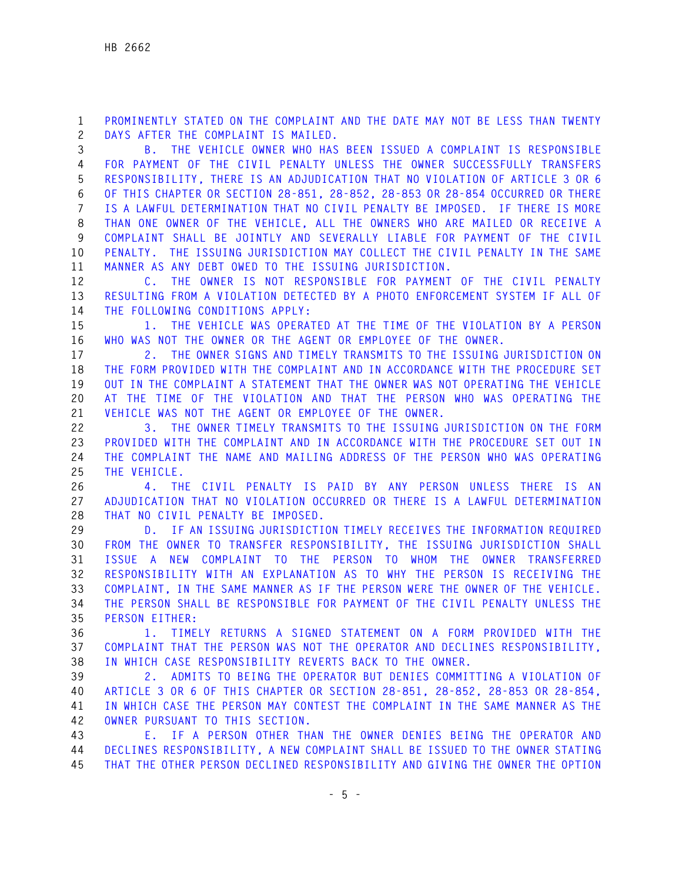PROMINENTLY STATED ON THE COMPLAINT AND THE DATE MAY NOT BE LESS THAN TWENTY DAYS AFTER THE COMPLAINT IS MAILED.

B. THE VEHICLE OWNER WHO HAS BEEN ISSUED A COMPLAINT IS RESPONSIBLE FOR PAYMENT OF THE CIVIL PENALTY UNLESS THE OWNER SUCCESSFULLY TRANSFERS RESPONSIBILITY, THERE IS AN ADJUDICATION THAT NO VIOLATION OF ARTICLE 3 OR 6 OF THIS CHAPTER OR SECTION 28-851, 28-852, 28-853 OR 28-854 OCCURRED OR THERE IS A LAWFUL DETERMINATION THAT NO CIVIL PENALTY BE IMPOSED. IF THERE IS MORE THAN ONE OWNER OF THE VEHICLE, ALL THE OWNERS WHO ARE MAILED OR RECEIVE A COMPLAINT SHALL BE JOINTLY AND SEVERALLY LIABLE FOR PAYMENT OF THE CIVIL PENALTY. THE ISSUING JURISDICTION MAY COLLECT THE CIVIL PENALTY IN THE SAME MANNER AS ANY DEBT OWED TO THE ISSUING JURISDICTION.

C. THE OWNER IS NOT RESPONSIBLE FOR PAYMENT OF THE CIVIL PENALTY RESULTING FROM A VIOLATION DETECTED BY A PHOTO ENFORCEMENT SYSTEM IF ALL OF THE FOLLOWING CONDITIONS APPLY:

1. THE VEHICLE WAS OPERATED AT THE TIME OF THE VIOLATION BY A PERSON WHO WAS NOT THE OWNER OR THE AGENT OR EMPLOYEE OF THE OWNER.

2. THE OWNER SIGNS AND TIMELY TRANSMITS TO THE ISSUING JURISDICTION ON THE FORM PROVIDED WITH THE COMPLAINT AND IN ACCORDANCE WITH THE PROCEDURE SET OUT IN THE COMPLAINT A STATEMENT THAT THE OWNER WAS NOT OPERATING THE VEHICLE AT THE TIME OF THE VIOLATION AND THAT THE PERSON WHO WAS OPERATING THE VEHICLE WAS NOT THE AGENT OR EMPLOYEE OF THE OWNER.

3. THE OWNER TIMELY TRANSMITS TO THE ISSUING JURISDICTION ON THE FORM PROVIDED WITH THE COMPLAINT AND IN ACCORDANCE WITH THE PROCEDURE SET OUT IN THE COMPLAINT THE NAME AND MAILING ADDRESS OF THE PERSON WHO WAS OPERATING THE VEHICLE.

4. THE CIVIL PENALTY IS PAID BY ANY PERSON UNLESS THERE IS AN ADJUDICATION THAT NO VIOLATION OCCURRED OR THERE IS A LAWFUL DETERMINATION THAT NO CIVIL PENALTY BE IMPOSED.

D. IF AN ISSUING JURISDICTION TIMELY RECEIVES THE INFORMATION REQUIRED FROM THE OWNER TO TRANSFER RESPONSIBILITY, THE ISSUING JURISDICTION SHALL ISSUE A NEW COMPLAINT TO THE PERSON TO WHOM THE OWNER TRANSFERRED RESPONSIBILITY WITH AN EXPLANATION AS TO WHY THE PERSON IS RECEIVING THE COMPLAINT, IN THE SAME MANNER AS IF THE PERSON WERE THE OWNER OF THE VEHICLE. THE PERSON SHALL BE RESPONSIBLE FOR PAYMENT OF THE CIVIL PENALTY UNLESS THE PERSON EITHER:

1. TIMELY RETURNS A SIGNED STATEMENT ON A FORM PROVIDED WITH THE COMPLAINT THAT THE PERSON WAS NOT THE OPERATOR AND DECLINES RESPONSIBILITY, IN WHICH CASE RESPONSIBILITY REVERTS BACK TO THE OWNER.

2. ADMITS TO BEING THE OPERATOR BUT DENIES COMMITTING A VIOLATION OF ARTICLE 3 OR 6 OF THIS CHAPTER OR SECTION 28-851, 28-852, 28-853 OR 28-854, IN WHICH CASE THE PERSON MAY CONTEST THE COMPLAINT IN THE SAME MANNER AS THE OWNER PURSUANT TO THIS SECTION.

E. IF A PERSON OTHER THAN THE OWNER DENIES BEING THE OPERATOR AND DECLINES RESPONSIBILITY, A NEW COMPLAINT SHALL BE ISSUED TO THE OWNER STATING THAT THE OTHER PERSON DECLINED RESPONSIBILITY AND GIVING THE OWNER THE OPTION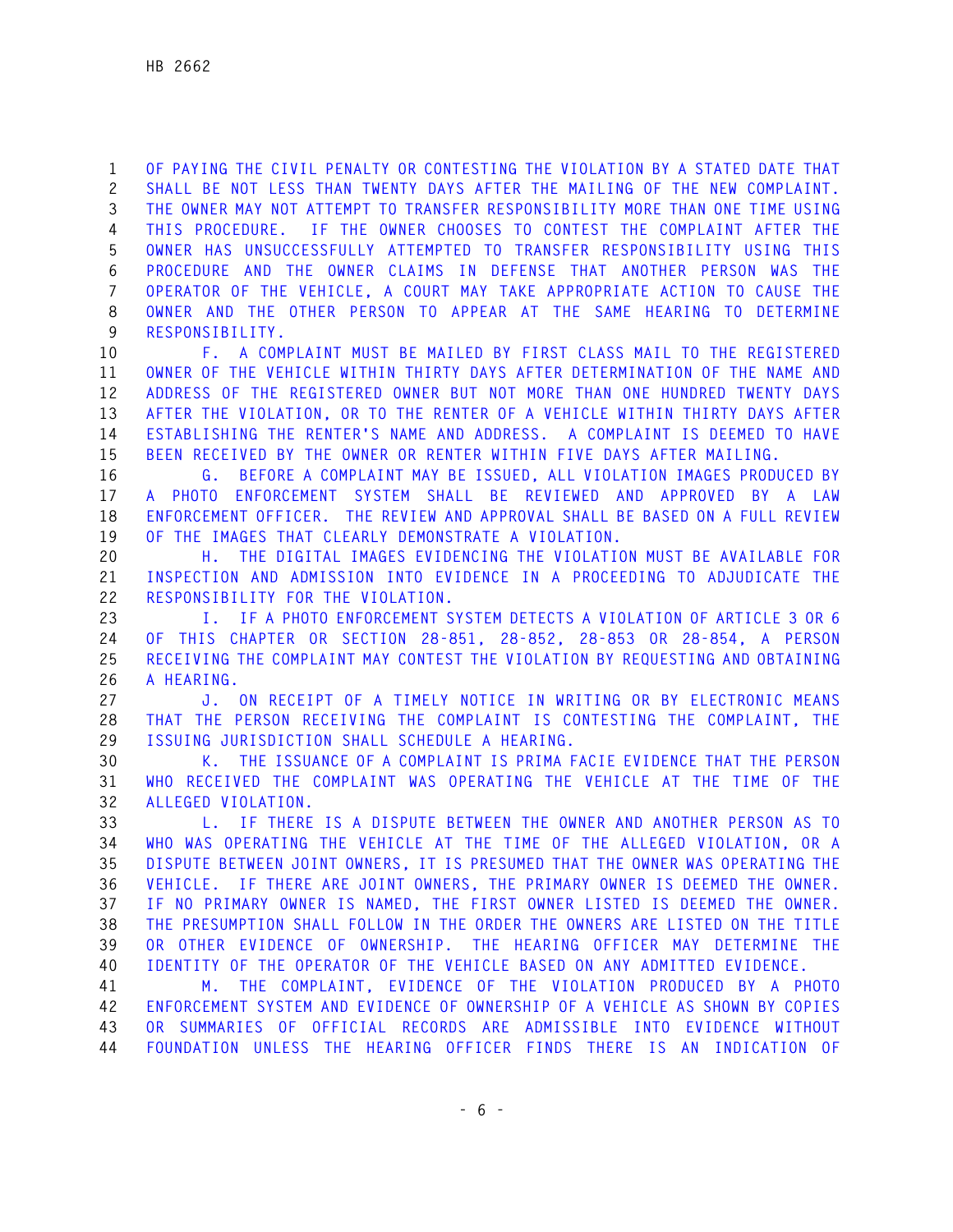OF PAYING THE CIVIL PENALTY OR CONTESTING THE VIOLATION BY A STATED DATE THAT SHALL BE NOT LESS THAN TWENTY DAYS AFTER THE MAILING OF THE NEW COMPLAINT. THE OWNER MAY NOT ATTEMPT TO TRANSFER RESPONSIBILITY MORE THAN ONE TIME USING THIS PROCEDURE. IF THE OWNER CHOOSES TO CONTEST THE COMPLAINT AFTER THE OWNER HAS UNSUCCESSFULLY ATTEMPTED TO TRANSFER RESPONSIBILITY USING THIS PROCEDURE AND THE OWNER CLAIMS IN DEFENSE THAT ANOTHER PERSON WAS THE OPERATOR OF THE VEHICLE, A COURT MAY TAKE APPROPRIATE ACTION TO CAUSE THE OWNER AND THE OTHER PERSON TO APPEAR AT THE SAME HEARING TO DETERMINE RESPONSIBILITY.

F. A COMPLAINT MUST BE MAILED BY FIRST CLASS MAIL TO THE REGISTERED OWNER OF THE VEHICLE WITHIN THIRTY DAYS AFTER DETERMINATION OF THE NAME AND ADDRESS OF THE REGISTERED OWNER BUT NOT MORE THAN ONE HUNDRED TWENTY DAYS AFTER THE VIOLATION, OR TO THE RENTER OF A VEHICLE WITHIN THIRTY DAYS AFTER ESTABLISHING THE RENTER'S NAME AND ADDRESS. A COMPLAINT IS DEEMED TO HAVE BEEN RECEIVED BY THE OWNER OR RENTER WITHIN FIVE DAYS AFTER MAILING.

G. BEFORE A COMPLAINT MAY BE ISSUED, ALL VIOLATION IMAGES PRODUCED BY A PHOTO ENFORCEMENT SYSTEM SHALL BE REVIEWED AND APPROVED BY A LAW ENFORCEMENT OFFICER. THE REVIEW AND APPROVAL SHALL BE BASED ON A FULL REVIEW OF THE IMAGES THAT CLEARLY DEMONSTRATE A VIOLATION.

H. THE DIGITAL IMAGES EVIDENCING THE VIOLATION MUST BE AVAILABLE FOR INSPECTION AND ADMISSION INTO EVIDENCE IN A PROCEEDING TO ADJUDICATE THE RESPONSIBILITY FOR THE VIOLATION.

I. IF A PHOTO ENFORCEMENT SYSTEM DETECTS A VIOLATION OF ARTICLE 3 OR 6 OF THIS CHAPTER OR SECTION 28-851, 28-852, 28-853 OR 28-854, A PERSON RECEIVING THE COMPLAINT MAY CONTEST THE VIOLATION BY REQUESTING AND OBTAINING A HEARING.

J. ON RECEIPT OF A TIMELY NOTICE IN WRITING OR BY ELECTRONIC MEANS THAT THE PERSON RECEIVING THE COMPLAINT IS CONTESTING THE COMPLAINT, THE ISSUING JURISDICTION SHALL SCHEDULE A HEARING.

K. THE ISSUANCE OF A COMPLAINT IS PRIMA FACIE EVIDENCE THAT THE PERSON WHO RECEIVED THE COMPLAINT WAS OPERATING THE VEHICLE AT THE TIME OF THE ALLEGED VIOLATION.

L. IF THERE IS A DISPUTE BETWEEN THE OWNER AND ANOTHER PERSON AS TO WHO WAS OPERATING THE VEHICLE AT THE TIME OF THE ALLEGED VIOLATION, OR A DISPUTE BETWEEN JOINT OWNERS, IT IS PRESUMED THAT THE OWNER WAS OPERATING THE VEHICLE. IF THERE ARE JOINT OWNERS, THE PRIMARY OWNER IS DEEMED THE OWNER. IF NO PRIMARY OWNER IS NAMED, THE FIRST OWNER LISTED IS DEEMED THE OWNER. THE PRESUMPTION SHALL FOLLOW IN THE ORDER THE OWNERS ARE LISTED ON THE TITLE OR OTHER EVIDENCE OF OWNERSHIP. THE HEARING OFFICER MAY DETERMINE THE IDENTITY OF THE OPERATOR OF THE VEHICLE BASED ON ANY ADMITTED EVIDENCE.

M. THE COMPLAINT, EVIDENCE OF THE VIOLATION PRODUCED BY A PHOTO ENFORCEMENT SYSTEM AND EVIDENCE OF OWNERSHIP OF A VEHICLE AS SHOWN BY COPIES OR SUMMARIES OF OFFICIAL RECORDS ARE ADMISSIBLE INTO EVIDENCE WITHOUT FOUNDATION UNLESS THE HEARING OFFICER FINDS THERE IS AN INDICATION OF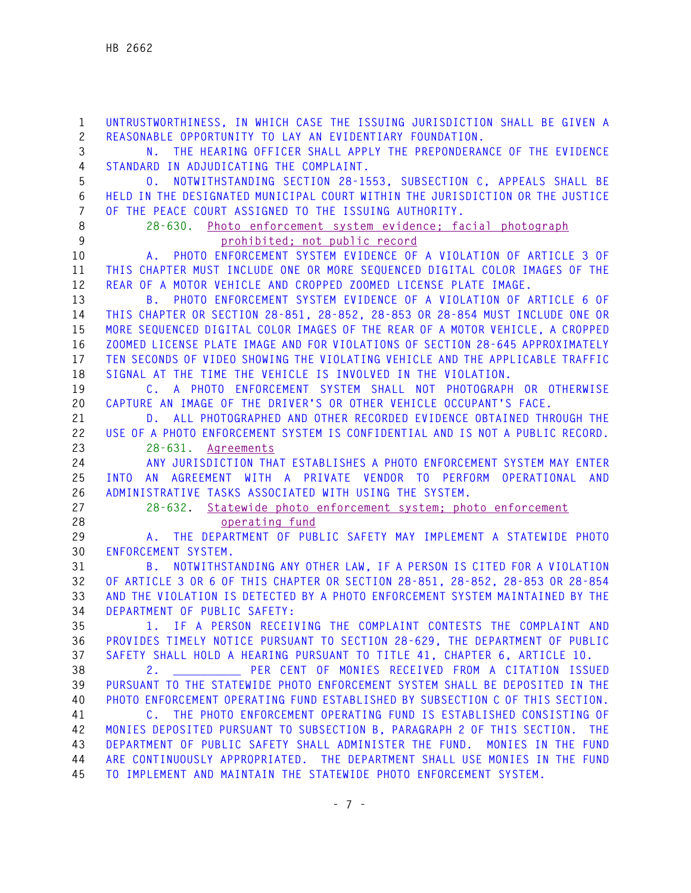UNTRUSTWORTHINESS, IN WHICH CASE THE ISSUING JURISDICTION SHALL BE GIVEN A REASONABLE OPPORTUNITY TO LAY AN EVIDENTIARY FOUNDATION.

N. THE HEARING OFFICER SHALL APPLY THE PREPONDERANCE OF THE EVIDENCE STANDARD IN ADJUDICATING THE COMPLAINT.

O. NOTWITHSTANDING SECTION 28-1553, SUBSECTION C, APPEALS SHALL BE HELD IN THE DESIGNATED MUNICIPAL COURT WITHIN THE JURISDICTION OR THE JUSTICE OF THE PEACE COURT ASSIGNED TO THE ISSUING AUTHORITY.

28-630. Photo enforcement system evidence; facial photograph prohibited; not public record

A. PHOTO ENFORCEMENT SYSTEM EVIDENCE OF A VIOLATION OF ARTICLE 3 OF THIS CHAPTER MUST INCLUDE ONE OR MORE SEQUENCED DIGITAL COLOR IMAGES OF THE REAR OF A MOTOR VEHICLE AND CROPPED ZOOMED LICENSE PLATE IMAGE.

B. PHOTO ENFORCEMENT SYSTEM EVIDENCE OF A VIOLATION OF ARTICLE 6 OF THIS CHAPTER OR SECTION 28-851, 28-852, 28-853 OR 28-854 MUST INCLUDE ONE OR MORE SEQUENCED DIGITAL COLOR IMAGES OF THE REAR OF A MOTOR VEHICLE, A CROPPED ZOOMED LICENSE PLATE IMAGE AND FOR VIOLATIONS OF SECTION 28-645 APPROXIMATELY TEN SECONDS OF VIDEO SHOWING THE VIOLATING VEHICLE AND THE APPLICABLE TRAFFIC SIGNAL AT THE TIME THE VEHICLE IS INVOLVED IN THE VIOLATION.

C. A PHOTO ENFORCEMENT SYSTEM SHALL NOT PHOTOGRAPH OR OTHERWISE CAPTURE AN IMAGE OF THE DRIVER'S OR OTHER VEHICLE OCCUPANT'S FACE.

D. ALL PHOTOGRAPHED AND OTHER RECORDED EVIDENCE OBTAINED THROUGH THE USE OF A PHOTO ENFORCEMENT SYSTEM IS CONFIDENTIAL AND IS NOT A PUBLIC RECORD.

28-631. Agreements

ANY JURISDICTION THAT ESTABLISHES A PHOTO ENFORCEMENT SYSTEM MAY ENTER INTO AN AGREEMENT WITH A PRIVATE VENDOR TO PERFORM OPERATIONAL AND ADMINISTRATIVE TASKS ASSOCIATED WITH USING THE SYSTEM.

28-632. Statewide photo enforcement system; photo enforcement operating fund

A. THE DEPARTMENT OF PUBLIC SAFETY MAY IMPLEMENT A STATEWIDE PHOTO ENFORCEMENT SYSTEM.

B. NOTWITHSTANDING ANY OTHER LAW, IF A PERSON IS CITED FOR A VIOLATION OF ARTICLE 3 OR 6 OF THIS CHAPTER OR SECTION 28-851, 28-852, 28-853 OR 28-854 AND THE VIOLATION IS DETECTED BY A PHOTO ENFORCEMENT SYSTEM MAINTAINED BY THE DEPARTMENT OF PUBLIC SAFETY:

1. IF A PERSON RECEIVING THE COMPLAINT CONTESTS THE COMPLAINT AND PROVIDES TIMELY NOTICE PURSUANT TO SECTION 28-629, THE DEPARTMENT OF PUBLIC SAFETY SHALL HOLD A HEARING PURSUANT TO TITLE 41, CHAPTER 6, ARTICLE 10.

2. __________ PER CENT OF MONIES RECEIVED FROM A CITATION ISSUED PURSUANT TO THE STATEWIDE PHOTO ENFORCEMENT SYSTEM SHALL BE DEPOSITED IN THE PHOTO ENFORCEMENT OPERATING FUND ESTABLISHED BY SUBSECTION C OF THIS SECTION.

C. THE PHOTO ENFORCEMENT OPERATING FUND IS ESTABLISHED CONSISTING OF MONIES DEPOSITED PURSUANT TO SUBSECTION B, PARAGRAPH 2 OF THIS SECTION. THE DEPARTMENT OF PUBLIC SAFETY SHALL ADMINISTER THE FUND. MONIES IN THE FUND ARE CONTINUOUSLY APPROPRIATED. THE DEPARTMENT SHALL USE MONIES IN THE FUND TO IMPLEMENT AND MAINTAIN THE STATEWIDE PHOTO ENFORCEMENT SYSTEM.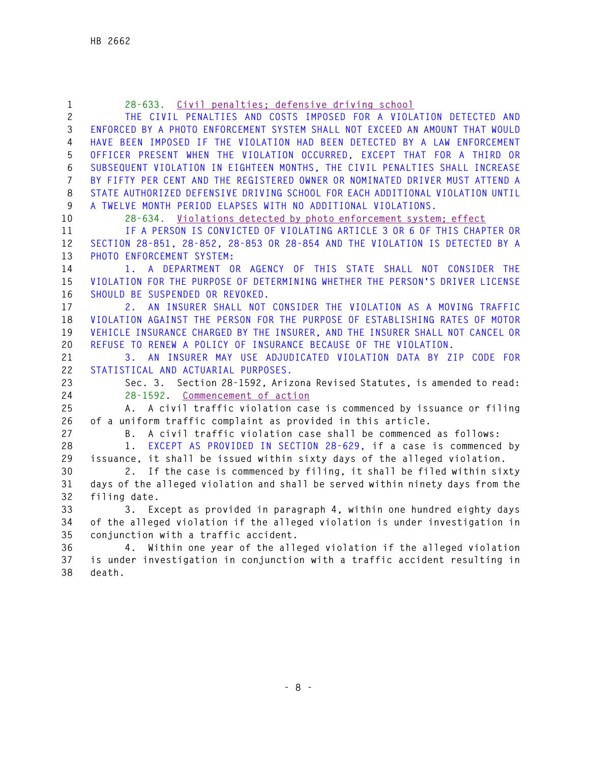28-633. Civil penalties; defensive driving school

THE CIVIL PENALTIES AND COSTS IMPOSED FOR A VIOLATION DETECTED AND ENFORCED BY A PHOTO ENFORCEMENT SYSTEM SHALL NOT EXCEED AN AMOUNT THAT WOULD HAVE BEEN IMPOSED IF THE VIOLATION HAD BEEN DETECTED BY A LAW ENFORCEMENT OFFICER PRESENT WHEN THE VIOLATION OCCURRED, EXCEPT THAT FOR A THIRD OR SUBSEQUENT VIOLATION IN EIGHTEEN MONTHS, THE CIVIL PENALTIES SHALL INCREASE BY FIFTY PER CENT AND THE REGISTERED OWNER OR NOMINATED DRIVER MUST ATTEND A STATE AUTHORIZED DEFENSIVE DRIVING SCHOOL FOR EACH ADDITIONAL VIOLATION UNTIL A TWELVE MONTH PERIOD ELAPSES WITH NO ADDITIONAL VIOLATIONS.

28-634. Violations detected by photo enforcement system; effect

IF A PERSON IS CONVICTED OF VIOLATING ARTICLE 3 OR 6 OF THIS CHAPTER OR SECTION 28-851, 28-852, 28-853 OR 28-854 AND THE VIOLATION IS DETECTED BY A PHOTO ENFORCEMENT SYSTEM:

1. A DEPARTMENT OR AGENCY OF THIS STATE SHALL NOT CONSIDER THE VIOLATION FOR THE PURPOSE OF DETERMINING WHETHER THE PERSON'S DRIVER LICENSE SHOULD BE SUSPENDED OR REVOKED.

2. AN INSURER SHALL NOT CONSIDER THE VIOLATION AS A MOVING TRAFFIC VIOLATION AGAINST THE PERSON FOR THE PURPOSE OF ESTABLISHING RATES OF MOTOR VEHICLE INSURANCE CHARGED BY THE INSURER, AND THE INSURER SHALL NOT CANCEL OR REFUSE TO RENEW A POLICY OF INSURANCE BECAUSE OF THE VIOLATION.

3. AN INSURER MAY USE ADJUDICATED VIOLATION DATA BY ZIP CODE FOR STATISTICAL AND ACTUARIAL PURPOSES.

Sec. 3. Section 28-1592, Arizona Revised Statutes, is amended to read:

28-1592. Commencement of action

A. A civil traffic violation case is commenced by issuance or filing of a uniform traffic complaint as provided in this article.

B. A civil traffic violation case shall be commenced as follows:

1. EXCEPT AS PROVIDED IN SECTION 28-629, if a case is commenced by issuance, it shall be issued within sixty days of the alleged violation.

2. If the case is commenced by filing, it shall be filed within sixty days of the alleged violation and shall be served within ninety days from the filing date.

3. Except as provided in paragraph 4, within one hundred eighty days of the alleged violation if the alleged violation is under investigation in conjunction with a traffic accident.

4. Within one year of the alleged violation if the alleged violation is under investigation in conjunction with a traffic accident resulting in death.